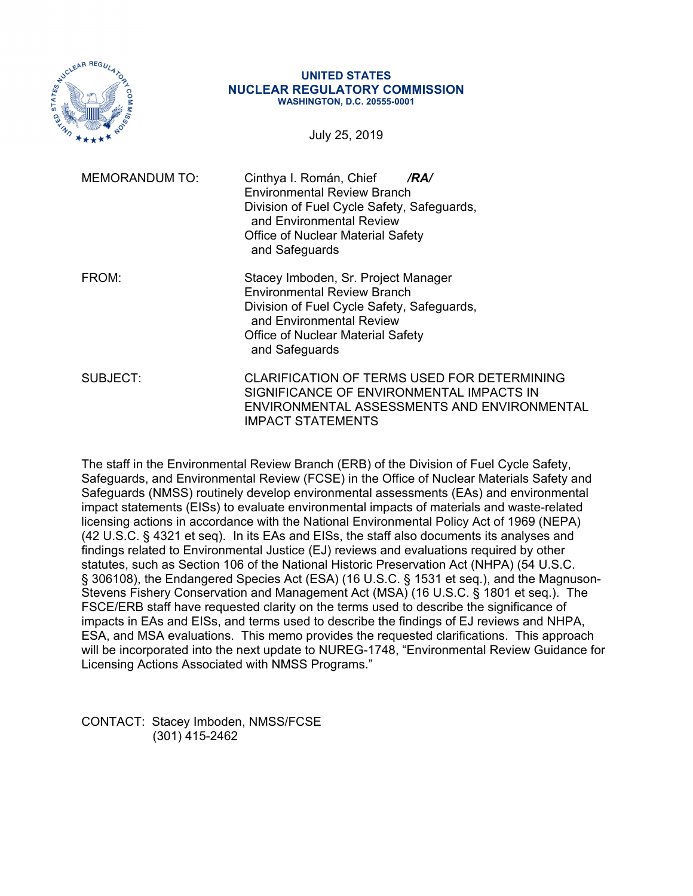**UNITED STATES**
**NUCLEAR REGULATORY COMMISSION**
**WASHINGTON, D.C. 20555-0001**

July 25, 2019

MEMORANDUM TO: Cinthya I. Román, Chief **/RA/**
Environmental Review Branch
Division of Fuel Cycle Safety, Safeguards, and Environmental Review
Office of Nuclear Material Safety and Safeguards

FROM: Stacey Imboden, Sr. Project Manager
Environmental Review Branch
Division of Fuel Cycle Safety, Safeguards, and Environmental Review
Office of Nuclear Material Safety and Safeguards

SUBJECT: CLARIFICATION OF TERMS USED FOR DETERMINING SIGNIFICANCE OF ENVIRONMENTAL IMPACTS IN ENVIRONMENTAL ASSESSMENTS AND ENVIRONMENTAL IMPACT STATEMENTS

The staff in the Environmental Review Branch (ERB) of the Division of Fuel Cycle Safety, Safeguards, and Environmental Review (FCSE) in the Office of Nuclear Materials Safety and Safeguards (NMSS) routinely develop environmental assessments (EAs) and environmental impact statements (EISs) to evaluate environmental impacts of materials and waste-related licensing actions in accordance with the National Environmental Policy Act of 1969 (NEPA) (42 U.S.C. § 4321 et seq). In its EAs and EISs, the staff also documents its analyses and findings related to Environmental Justice (EJ) reviews and evaluations required by other statutes, such as Section 106 of the National Historic Preservation Act (NHPA) (54 U.S.C. § 306108), the Endangered Species Act (ESA) (16 U.S.C. § 1531 et seq.), and the Magnuson-Stevens Fishery Conservation and Management Act (MSA) (16 U.S.C. § 1801 et seq.). The FSCE/ERB staff have requested clarity on the terms used to describe the significance of impacts in EAs and EISs, and terms used to describe the findings of EJ reviews and NHPA, ESA, and MSA evaluations. This memo provides the requested clarifications. This approach will be incorporated into the next update to NUREG-1748, "Environmental Review Guidance for Licensing Actions Associated with NMSS Programs."

CONTACT: Stacey Imboden, NMSS/FCSE
(301) 415-2462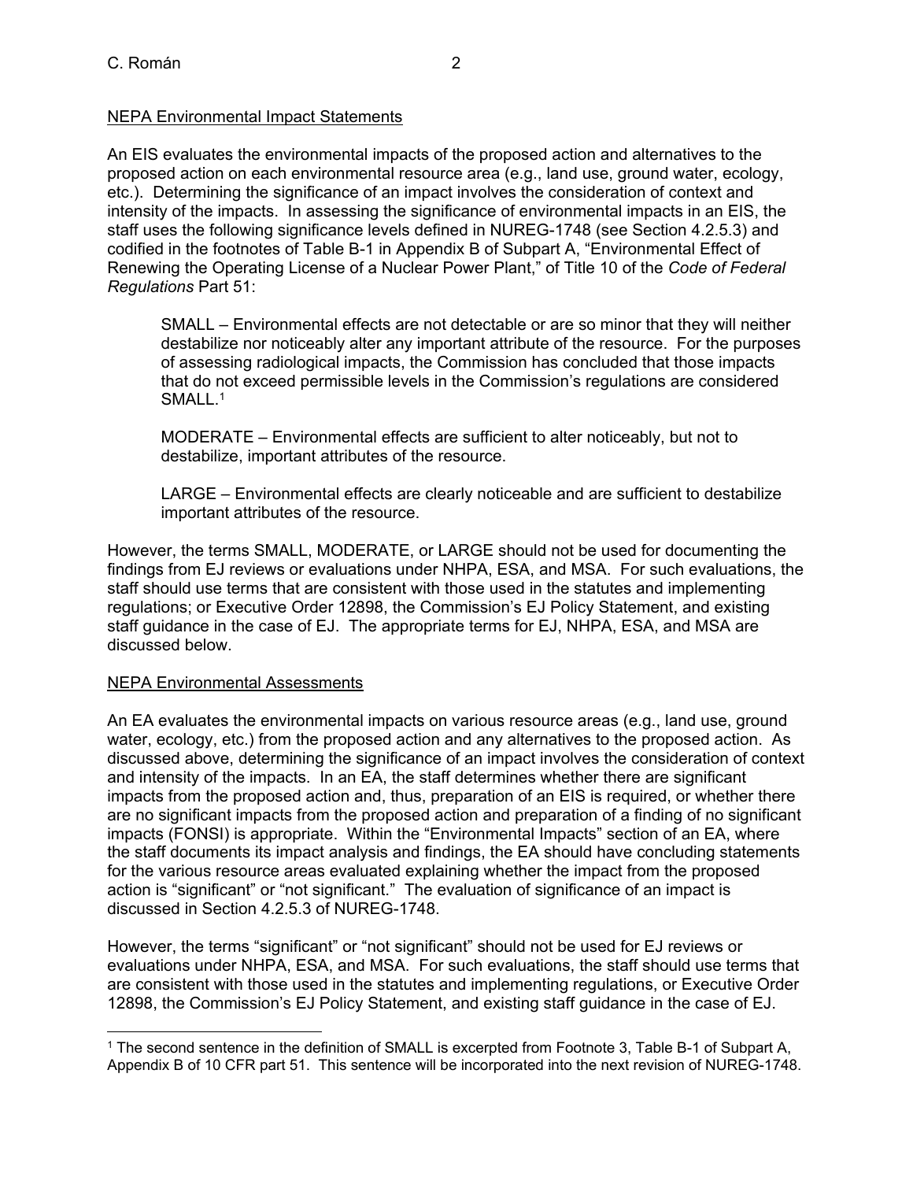NEPA Environmental Impact Statements

An EIS evaluates the environmental impacts of the proposed action and alternatives to the proposed action on each environmental resource area (e.g., land use, ground water, ecology, etc.). Determining the significance of an impact involves the consideration of context and intensity of the impacts. In assessing the significance of environmental impacts in an EIS, the staff uses the following significance levels defined in NUREG-1748 (see Section 4.2.5.3) and codified in the footnotes of Table B-1 in Appendix B of Subpart A, "Environmental Effect of Renewing the Operating License of a Nuclear Power Plant," of Title 10 of the *Code of Federal Regulations* Part 51:

> SMALL – Environmental effects are not detectable or are so minor that they will neither destabilize nor noticeably alter any important attribute of the resource. For the purposes of assessing radiological impacts, the Commission has concluded that those impacts that do not exceed permissible levels in the Commission's regulations are considered SMALL.[1]
>
> MODERATE – Environmental effects are sufficient to alter noticeably, but not to destabilize, important attributes of the resource.
>
> LARGE – Environmental effects are clearly noticeable and are sufficient to destabilize important attributes of the resource.

However, the terms SMALL, MODERATE, or LARGE should not be used for documenting the findings from EJ reviews or evaluations under NHPA, ESA, and MSA. For such evaluations, the staff should use terms that are consistent with those used in the statutes and implementing regulations; or Executive Order 12898, the Commission's EJ Policy Statement, and existing staff guidance in the case of EJ. The appropriate terms for EJ, NHPA, ESA, and MSA are discussed below.

NEPA Environmental Assessments

An EA evaluates the environmental impacts on various resource areas (e.g., land use, ground water, ecology, etc.) from the proposed action and any alternatives to the proposed action. As discussed above, determining the significance of an impact involves the consideration of context and intensity of the impacts. In an EA, the staff determines whether there are significant impacts from the proposed action and, thus, preparation of an EIS is required, or whether there are no significant impacts from the proposed action and preparation of a finding of no significant impacts (FONSI) is appropriate. Within the "Environmental Impacts" section of an EA, where the staff documents its impact analysis and findings, the EA should have concluding statements for the various resource areas evaluated explaining whether the impact from the proposed action is "significant" or "not significant." The evaluation of significance of an impact is discussed in Section 4.2.5.3 of NUREG-1748.

However, the terms "significant" or "not significant" should not be used for EJ reviews or evaluations under NHPA, ESA, and MSA. For such evaluations, the staff should use terms that are consistent with those used in the statutes and implementing regulations, or Executive Order 12898, the Commission's EJ Policy Statement, and existing staff guidance in the case of EJ.

---

[1] The second sentence in the definition of SMALL is excerpted from Footnote 3, Table B-1 of Subpart A, Appendix B of 10 CFR part 51. This sentence will be incorporated into the next revision of NUREG-1748.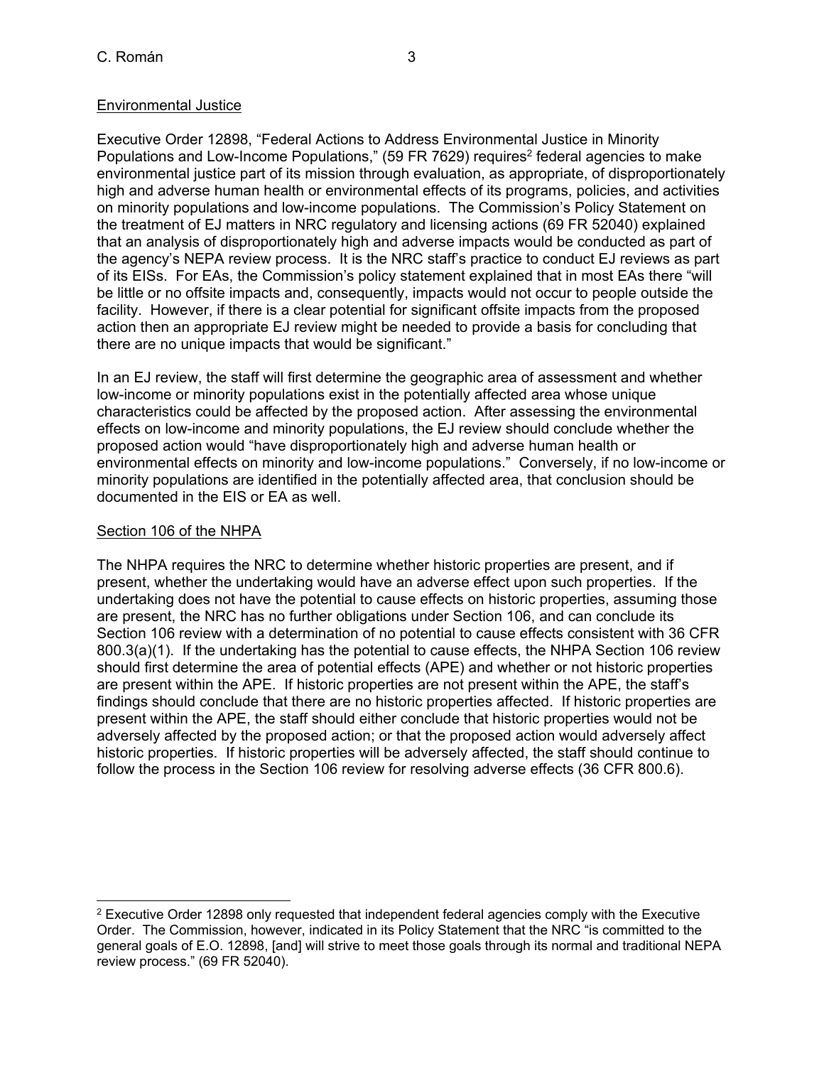## Environmental Justice

Executive Order 12898, "Federal Actions to Address Environmental Justice in Minority Populations and Low-Income Populations," (59 FR 7629) requires[2] federal agencies to make environmental justice part of its mission through evaluation, as appropriate, of disproportionately high and adverse human health or environmental effects of its programs, policies, and activities on minority populations and low-income populations. The Commission's Policy Statement on the treatment of EJ matters in NRC regulatory and licensing actions (69 FR 52040) explained that an analysis of disproportionately high and adverse impacts would be conducted as part of the agency's NEPA review process. It is the NRC staff's practice to conduct EJ reviews as part of its EISs. For EAs, the Commission's policy statement explained that in most EAs there "will be little or no offsite impacts and, consequently, impacts would not occur to people outside the facility. However, if there is a clear potential for significant offsite impacts from the proposed action then an appropriate EJ review might be needed to provide a basis for concluding that there are no unique impacts that would be significant."

In an EJ review, the staff will first determine the geographic area of assessment and whether low-income or minority populations exist in the potentially affected area whose unique characteristics could be affected by the proposed action. After assessing the environmental effects on low-income and minority populations, the EJ review should conclude whether the proposed action would "have disproportionately high and adverse human health or environmental effects on minority and low-income populations." Conversely, if no low-income or minority populations are identified in the potentially affected area, that conclusion should be documented in the EIS or EA as well.

## Section 106 of the NHPA

The NHPA requires the NRC to determine whether historic properties are present, and if present, whether the undertaking would have an adverse effect upon such properties. If the undertaking does not have the potential to cause effects on historic properties, assuming those are present, the NRC has no further obligations under Section 106, and can conclude its Section 106 review with a determination of no potential to cause effects consistent with 36 CFR 800.3(a)(1). If the undertaking has the potential to cause effects, the NHPA Section 106 review should first determine the area of potential effects (APE) and whether or not historic properties are present within the APE. If historic properties are not present within the APE, the staff's findings should conclude that there are no historic properties affected. If historic properties are present within the APE, the staff should either conclude that historic properties would not be adversely affected by the proposed action; or that the proposed action would adversely affect historic properties. If historic properties will be adversely affected, the staff should continue to follow the process in the Section 106 review for resolving adverse effects (36 CFR 800.6).

---

[2] Executive Order 12898 only requested that independent federal agencies comply with the Executive Order. The Commission, however, indicated in its Policy Statement that the NRC "is committed to the general goals of E.O. 12898, [and] will strive to meet those goals through its normal and traditional NEPA review process." (69 FR 52040).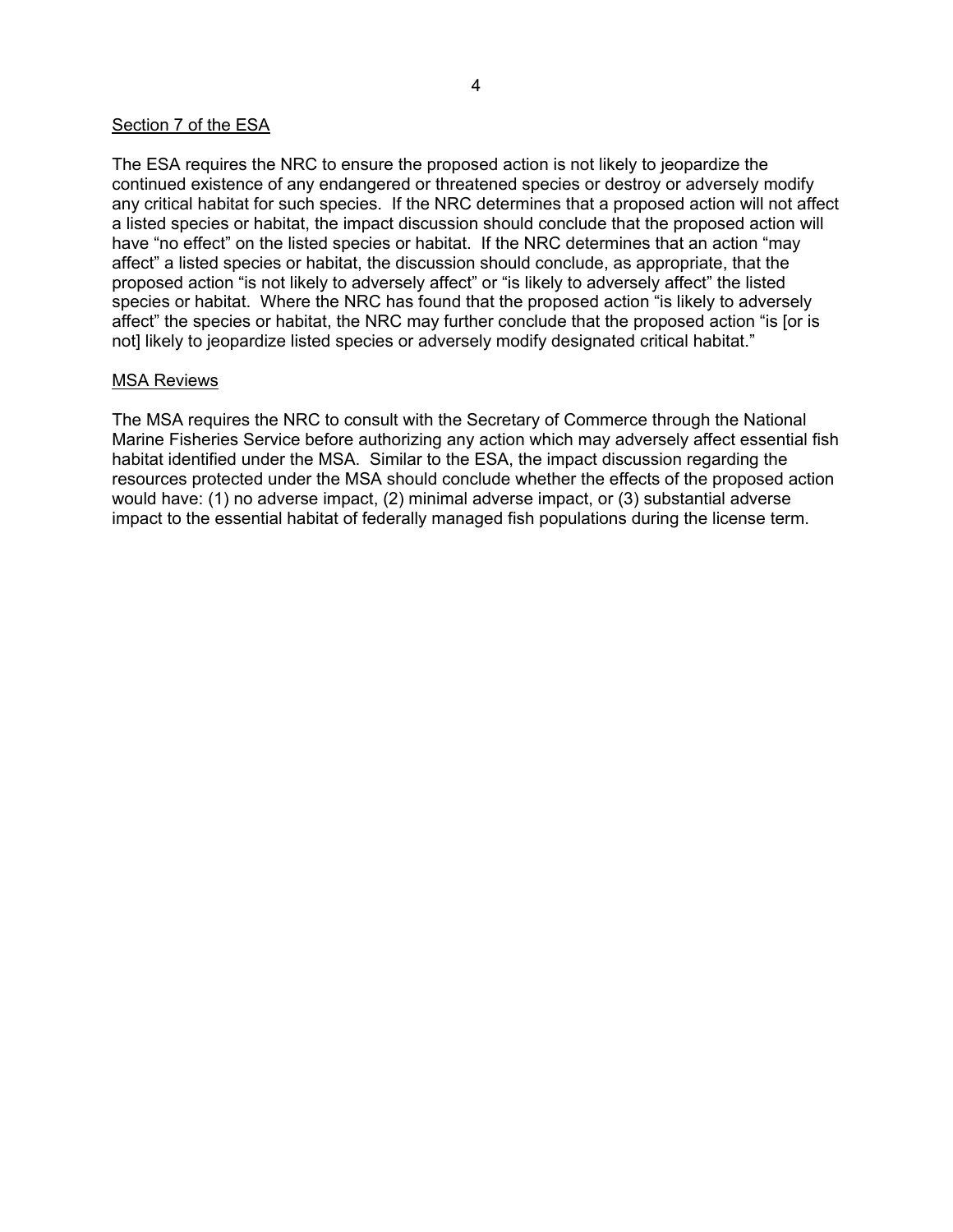Section 7 of the ESA

The ESA requires the NRC to ensure the proposed action is not likely to jeopardize the continued existence of any endangered or threatened species or destroy or adversely modify any critical habitat for such species. If the NRC determines that a proposed action will not affect a listed species or habitat, the impact discussion should conclude that the proposed action will have "no effect" on the listed species or habitat. If the NRC determines that an action "may affect" a listed species or habitat, the discussion should conclude, as appropriate, that the proposed action "is not likely to adversely affect" or "is likely to adversely affect" the listed species or habitat. Where the NRC has found that the proposed action "is likely to adversely affect" the species or habitat, the NRC may further conclude that the proposed action "is [or is not] likely to jeopardize listed species or adversely modify designated critical habitat."

MSA Reviews

The MSA requires the NRC to consult with the Secretary of Commerce through the National Marine Fisheries Service before authorizing any action which may adversely affect essential fish habitat identified under the MSA. Similar to the ESA, the impact discussion regarding the resources protected under the MSA should conclude whether the effects of the proposed action would have: (1) no adverse impact, (2) minimal adverse impact, or (3) substantial adverse impact to the essential habitat of federally managed fish populations during the license term.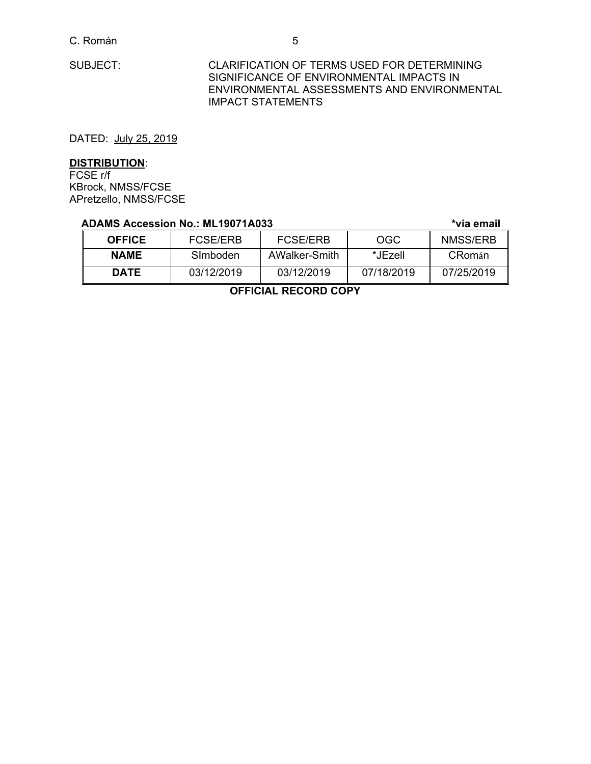SUBJECT: CLARIFICATION OF TERMS USED FOR DETERMINING SIGNIFICANCE OF ENVIRONMENTAL IMPACTS IN ENVIRONMENTAL ASSESSMENTS AND ENVIRONMENTAL IMPACT STATEMENTS

DATED: July 25, 2019

**DISTRIBUTION**:
FCSE r/f
KBrock, NMSS/FCSE
APretzello, NMSS/FCSE

**ADAMS Accession No.: ML19071A033** **\*via email**

| **OFFICE** | FCSE/ERB | FCSE/ERB | OGC | NMSS/ERB |
|---|---|---|---|---|
| **NAME** | SImboden | AWalker-Smith | *JEzell | CRomán |
| **DATE** | 03/12/2019 | 03/12/2019 | 07/18/2019 | 07/25/2019 |

**OFFICIAL RECORD COPY**